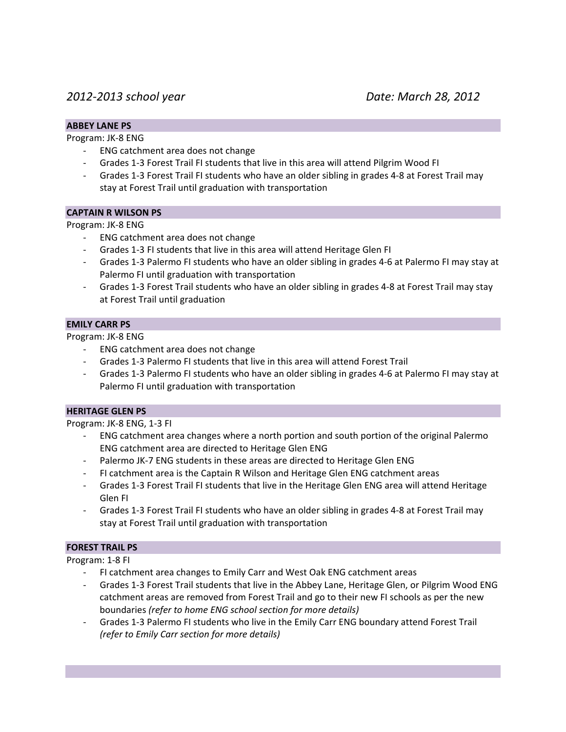*2012-2013 school year* *Date: March 28, 2012*

**ABBEY LANE PS**

Program: JK-8 ENG

- ENG catchment area does not change
- Grades 1-3 Forest Trail FI students that live in this area will attend Pilgrim Wood FI
- Grades 1-3 Forest Trail FI students who have an older sibling in grades 4-8 at Forest Trail may stay at Forest Trail until graduation with transportation

**CAPTAIN R WILSON PS**

Program: JK-8 ENG

- ENG catchment area does not change
- Grades 1-3 FI students that live in this area will attend Heritage Glen FI
- Grades 1-3 Palermo FI students who have an older sibling in grades 4-6 at Palermo FI may stay at Palermo FI until graduation with transportation
- Grades 1-3 Forest Trail students who have an older sibling in grades 4-8 at Forest Trail may stay at Forest Trail until graduation

**EMILY CARR PS**

Program: JK-8 ENG

- ENG catchment area does not change
- Grades 1-3 Palermo FI students that live in this area will attend Forest Trail
- Grades 1-3 Palermo FI students who have an older sibling in grades 4-6 at Palermo FI may stay at Palermo FI until graduation with transportation

**HERITAGE GLEN PS**

Program: JK-8 ENG, 1-3 FI

- ENG catchment area changes where a north portion and south portion of the original Palermo ENG catchment area are directed to Heritage Glen ENG
- Palermo JK-7 ENG students in these areas are directed to Heritage Glen ENG
- FI catchment area is the Captain R Wilson and Heritage Glen ENG catchment areas
- Grades 1-3 Forest Trail FI students that live in the Heritage Glen ENG area will attend Heritage Glen FI
- Grades 1-3 Forest Trail FI students who have an older sibling in grades 4-8 at Forest Trail may stay at Forest Trail until graduation with transportation

**FOREST TRAIL PS**

Program: 1-8 FI

- FI catchment area changes to Emily Carr and West Oak ENG catchment areas
- Grades 1-3 Forest Trail students that live in the Abbey Lane, Heritage Glen, or Pilgrim Wood ENG catchment areas are removed from Forest Trail and go to their new FI schools as per the new boundaries *(refer to home ENG school section for more details)*
- Grades 1-3 Palermo FI students who live in the Emily Carr ENG boundary attend Forest Trail *(refer to Emily Carr section for more details)*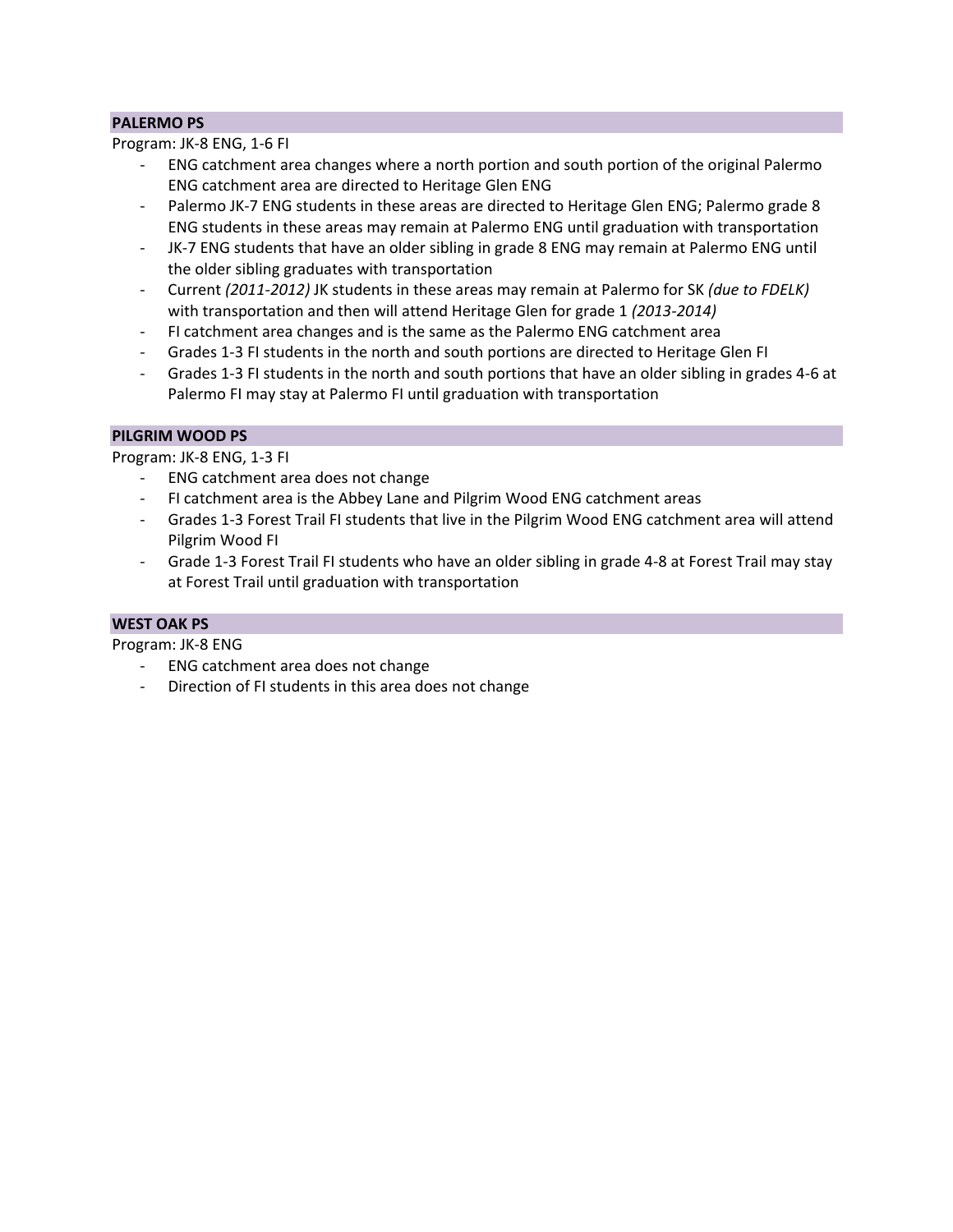## PALERMO PS

Program: JK-8 ENG, 1-6 FI

- ENG catchment area changes where a north portion and south portion of the original Palermo ENG catchment area are directed to Heritage Glen ENG
- Palermo JK-7 ENG students in these areas are directed to Heritage Glen ENG; Palermo grade 8 ENG students in these areas may remain at Palermo ENG until graduation with transportation
- JK-7 ENG students that have an older sibling in grade 8 ENG may remain at Palermo ENG until the older sibling graduates with transportation
- Current *(2011-2012)* JK students in these areas may remain at Palermo for SK *(due to FDELK)* with transportation and then will attend Heritage Glen for grade 1 *(2013-2014)*
- FI catchment area changes and is the same as the Palermo ENG catchment area
- Grades 1-3 FI students in the north and south portions are directed to Heritage Glen FI
- Grades 1-3 FI students in the north and south portions that have an older sibling in grades 4-6 at Palermo FI may stay at Palermo FI until graduation with transportation

## PILGRIM WOOD PS

Program: JK-8 ENG, 1-3 FI

- ENG catchment area does not change
- FI catchment area is the Abbey Lane and Pilgrim Wood ENG catchment areas
- Grades 1-3 Forest Trail FI students that live in the Pilgrim Wood ENG catchment area will attend Pilgrim Wood FI
- Grade 1-3 Forest Trail FI students who have an older sibling in grade 4-8 at Forest Trail may stay at Forest Trail until graduation with transportation

## WEST OAK PS

Program: JK-8 ENG

- ENG catchment area does not change
- Direction of FI students in this area does not change